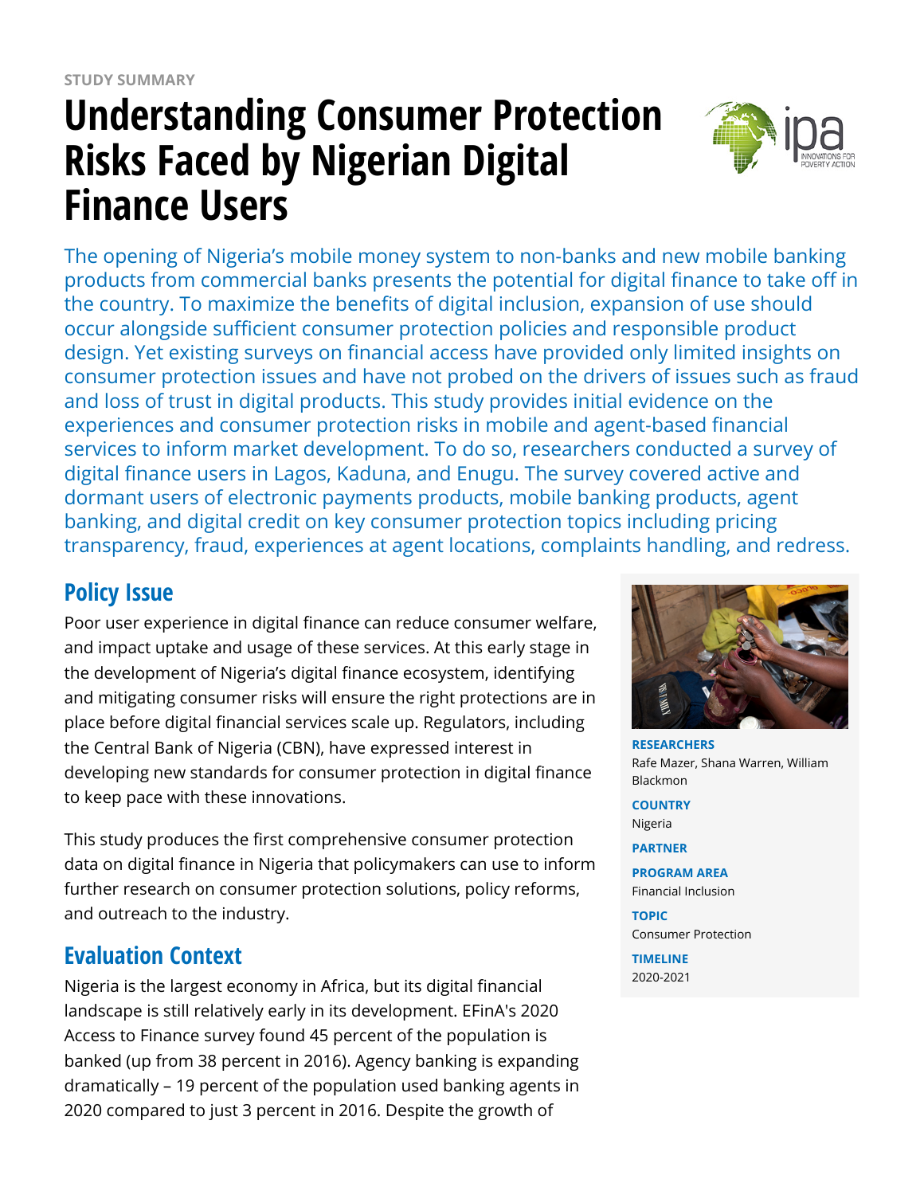STUDY SUMMARY

# Understanding Consumer Protection Risks Faced by Nigerian Digital Finance Users

The opening of Nigeria's mobile money system to non-banks and new mobile banking products from commercial banks presents the potential for digital finance to take off in the country. To maximize the benefits of digital inclusion, expansion of use should occur alongside sufficient consumer protection policies and responsible product design. Yet existing surveys on financial access have provided only limited insights on consumer protection issues and have not probed on the drivers of issues such as fraud and loss of trust in digital products. This study provides initial evidence on the experiences and consumer protection risks in mobile and agent-based financial services to inform market development. To do so, researchers conducted a survey of digital finance users in Lagos, Kaduna, and Enugu. The survey covered active and dormant users of electronic payments products, mobile banking products, agent banking, and digital credit on key consumer protection topics including pricing transparency, fraud, experiences at agent locations, complaints handling, and redress.

**RESEARCHERS**
Rafe Mazer, Shana Warren, William Blackmon

**COUNTRY**
Nigeria

**PARTNER**

**PROGRAM AREA**
Financial Inclusion

**TOPIC**
Consumer Protection

**TIMELINE**
2020-2021

## Policy Issue

Poor user experience in digital finance can reduce consumer welfare, and impact uptake and usage of these services. At this early stage in the development of Nigeria's digital finance ecosystem, identifying and mitigating consumer risks will ensure the right protections are in place before digital financial services scale up. Regulators, including the Central Bank of Nigeria (CBN), have expressed interest in developing new standards for consumer protection in digital finance to keep pace with these innovations.

This study produces the first comprehensive consumer protection data on digital finance in Nigeria that policymakers can use to inform further research on consumer protection solutions, policy reforms, and outreach to the industry.

## Evaluation Context

Nigeria is the largest economy in Africa, but its digital financial landscape is still relatively early in its development. EFinA's 2020 Access to Finance survey found 45 percent of the population is banked (up from 38 percent in 2016). Agency banking is expanding dramatically – 19 percent of the population used banking agents in 2020 compared to just 3 percent in 2016. Despite the growth of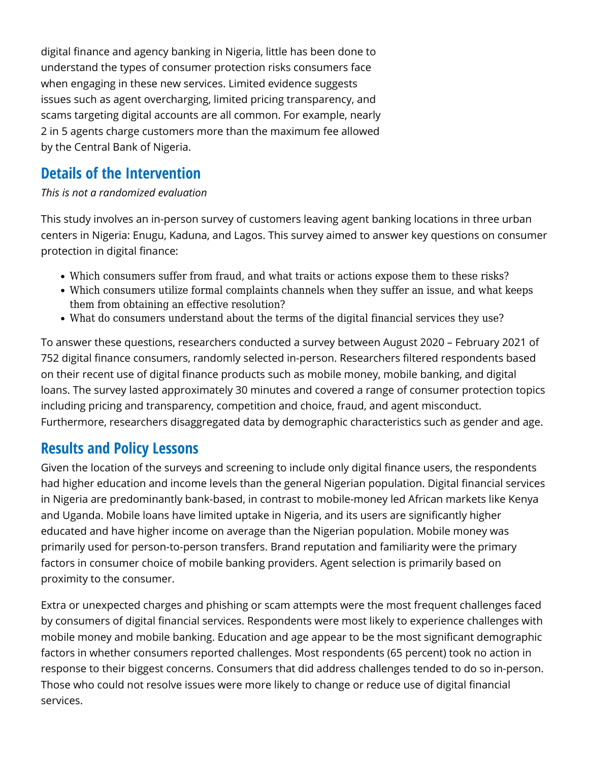digital finance and agency banking in Nigeria, little has been done to understand the types of consumer protection risks consumers face when engaging in these new services. Limited evidence suggests issues such as agent overcharging, limited pricing transparency, and scams targeting digital accounts are all common. For example, nearly 2 in 5 agents charge customers more than the maximum fee allowed by the Central Bank of Nigeria.

## Details of the Intervention

*This is not a randomized evaluation*

This study involves an in-person survey of customers leaving agent banking locations in three urban centers in Nigeria: Enugu, Kaduna, and Lagos. This survey aimed to answer key questions on consumer protection in digital finance:

- Which consumers suffer from fraud, and what traits or actions expose them to these risks?
- Which consumers utilize formal complaints channels when they suffer an issue, and what keeps them from obtaining an effective resolution?
- What do consumers understand about the terms of the digital financial services they use?

To answer these questions, researchers conducted a survey between August 2020 – February 2021 of 752 digital finance consumers, randomly selected in-person. Researchers filtered respondents based on their recent use of digital finance products such as mobile money, mobile banking, and digital loans. The survey lasted approximately 30 minutes and covered a range of consumer protection topics including pricing and transparency, competition and choice, fraud, and agent misconduct. Furthermore, researchers disaggregated data by demographic characteristics such as gender and age.

## Results and Policy Lessons

Given the location of the surveys and screening to include only digital finance users, the respondents had higher education and income levels than the general Nigerian population. Digital financial services in Nigeria are predominantly bank-based, in contrast to mobile-money led African markets like Kenya and Uganda. Mobile loans have limited uptake in Nigeria, and its users are significantly higher educated and have higher income on average than the Nigerian population. Mobile money was primarily used for person-to-person transfers. Brand reputation and familiarity were the primary factors in consumer choice of mobile banking providers. Agent selection is primarily based on proximity to the consumer.

Extra or unexpected charges and phishing or scam attempts were the most frequent challenges faced by consumers of digital financial services. Respondents were most likely to experience challenges with mobile money and mobile banking. Education and age appear to be the most significant demographic factors in whether consumers reported challenges. Most respondents (65 percent) took no action in response to their biggest concerns. Consumers that did address challenges tended to do so in-person. Those who could not resolve issues were more likely to change or reduce use of digital financial services.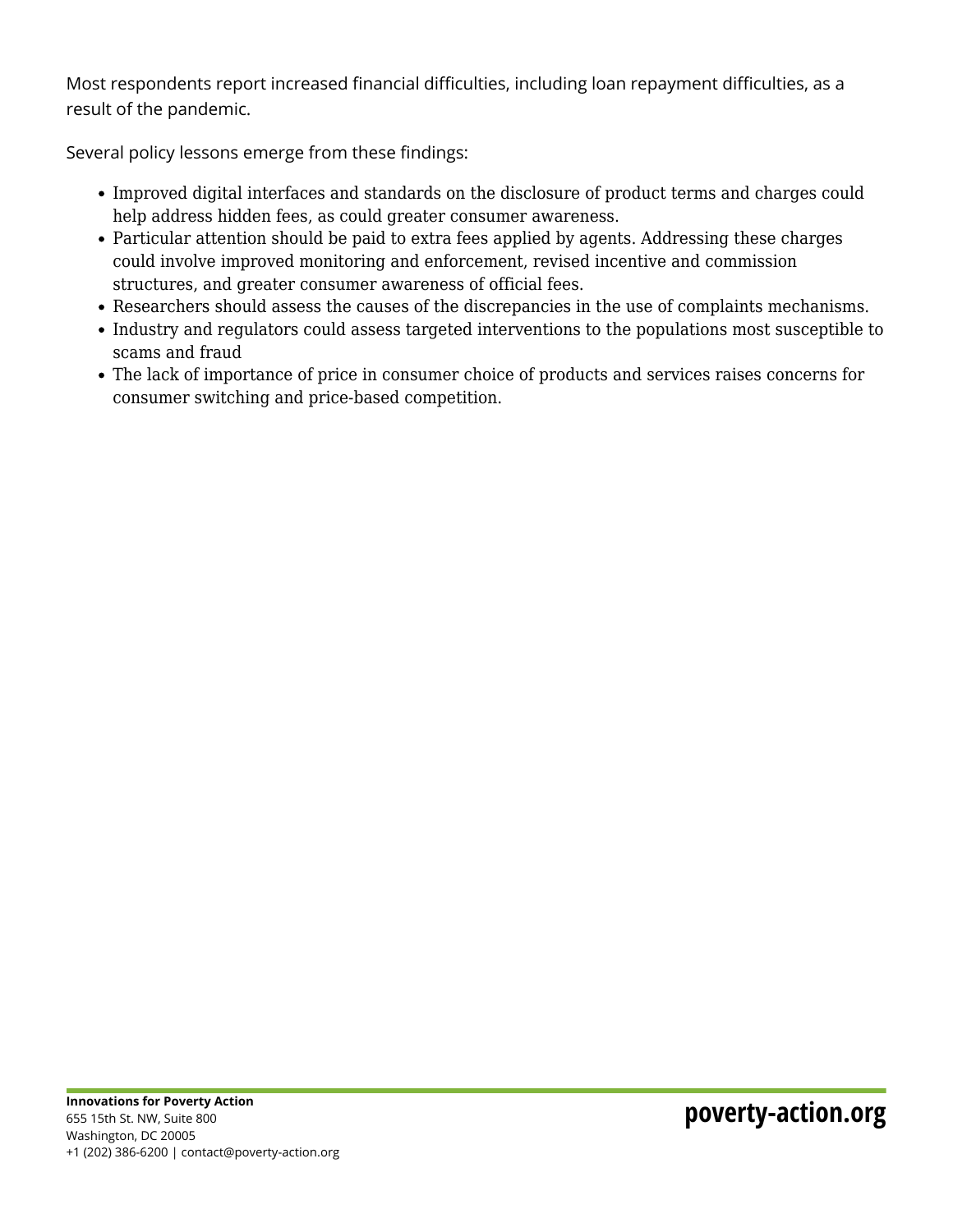Most respondents report increased financial difficulties, including loan repayment difficulties, as a result of the pandemic.

Several policy lessons emerge from these findings:

- Improved digital interfaces and standards on the disclosure of product terms and charges could help address hidden fees, as could greater consumer awareness.
- Particular attention should be paid to extra fees applied by agents. Addressing these charges could involve improved monitoring and enforcement, revised incentive and commission structures, and greater consumer awareness of official fees.
- Researchers should assess the causes of the discrepancies in the use of complaints mechanisms.
- Industry and regulators could assess targeted interventions to the populations most susceptible to scams and fraud
- The lack of importance of price in consumer choice of products and services raises concerns for consumer switching and price-based competition.